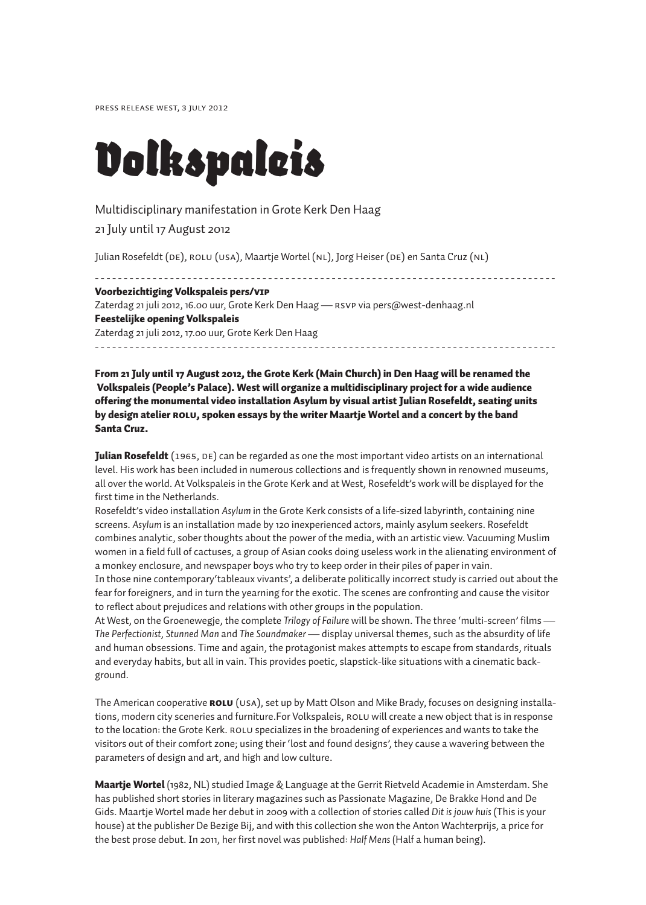press release west, 3 july 2012

# Volkspaleis

Multidisciplinary manifestation in Grote Kerk Den Haag

21 July until 17 August 2012

Julian Rosefeldt (DE), ROLU (USA), Maartje Wortel (NL), Jorg Heiser (DE) en Santa Cruz (NL)

---

**Voorbezichtiging Volkspaleis pers/VIP**
Zaterdag 21 juli 2012, 16.00 uur, Grote Kerk Den Haag — RSVP via pers@west-denhaag.nl
**Feestelijke opening Volkspaleis**
Zaterdag 21 juli 2012, 17.00 uur, Grote Kerk Den Haag

---

**From 21 July until 17 August 2012, the Grote Kerk (Main Church) in Den Haag will be renamed the Volkspaleis (People's Palace). West will organize a multidisciplinary project for a wide audience offering the monumental video installation Asylum by visual artist Julian Rosefeldt, seating units by design atelier ROLU, spoken essays by the writer Maartje Wortel and a concert by the band Santa Cruz.**

**Julian Rosefeldt** (1965, DE) can be regarded as one the most important video artists on an international level. His work has been included in numerous collections and is frequently shown in renowned museums, all over the world. At Volkspaleis in the Grote Kerk and at West, Rosefeldt's work will be displayed for the first time in the Netherlands.
Rosefeldt's video installation *Asylum* in the Grote Kerk consists of a life-sized labyrinth, containing nine screens. *Asylum* is an installation made by 120 inexperienced actors, mainly asylum seekers. Rosefeldt combines analytic, sober thoughts about the power of the media, with an artistic view. Vacuuming Muslim women in a field full of cactuses, a group of Asian cooks doing useless work in the alienating environment of a monkey enclosure, and newspaper boys who try to keep order in their piles of paper in vain.
In those nine contemporary'tableaux vivants', a deliberate politically incorrect study is carried out about the fear for foreigners, and in turn the yearning for the exotic. The scenes are confronting and cause the visitor to reflect about prejudices and relations with other groups in the population.
At West, on the Groenewegje, the complete *Trilogy of Failure* will be shown. The three 'multi-screen' films — *The Perfectionist, Stunned Man* and *The Soundmaker* — display universal themes, such as the absurdity of life and human obsessions. Time and again, the protagonist makes attempts to escape from standards, rituals and everyday habits, but all in vain. This provides poetic, slapstick-like situations with a cinematic background.

The American cooperative **ROLU** (USA), set up by Matt Olson and Mike Brady, focuses on designing installations, modern city sceneries and furniture.For Volkspaleis, ROLU will create a new object that is in response to the location: the Grote Kerk. ROLU specializes in the broadening of experiences and wants to take the visitors out of their comfort zone; using their 'lost and found designs', they cause a wavering between the parameters of design and art, and high and low culture.

**Maartje Wortel** (1982, NL) studied Image & Language at the Gerrit Rietveld Academie in Amsterdam. She has published short stories in literary magazines such as Passionate Magazine, De Brakke Hond and De Gids. Maartje Wortel made her debut in 2009 with a collection of stories called *Dit is jouw huis* (This is your house) at the publisher De Bezige Bij, and with this collection she won the Anton Wachterprijs, a price for the best prose debut. In 2011, her first novel was published: *Half Mens* (Half a human being).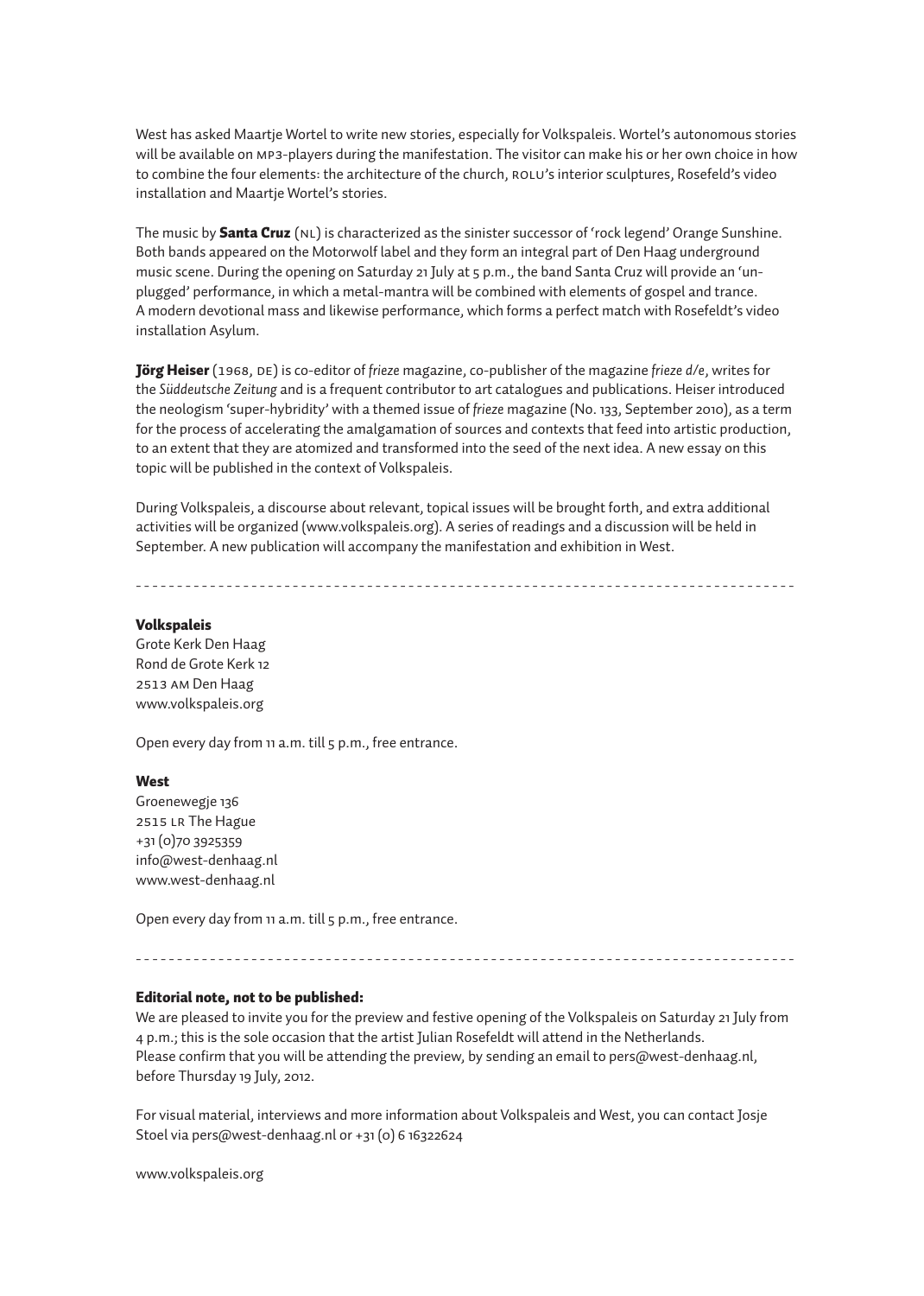West has asked Maartje Wortel to write new stories, especially for Volkspaleis. Wortel's autonomous stories will be available on MP3-players during the manifestation. The visitor can make his or her own choice in how to combine the four elements: the architecture of the church, ROLU's interior sculptures, Rosefeld's video installation and Maartje Wortel's stories.

The music by **Santa Cruz** (NL) is characterized as the sinister successor of 'rock legend' Orange Sunshine. Both bands appeared on the Motorwolf label and they form an integral part of Den Haag underground music scene. During the opening on Saturday 21 July at 5 p.m., the band Santa Cruz will provide an 'un-plugged' performance, in which a metal-mantra will be combined with elements of gospel and trance. A modern devotional mass and likewise performance, which forms a perfect match with Rosefeldt's video installation Asylum.

**Jörg Heiser** (1968, DE) is co-editor of *frieze* magazine, co-publisher of the magazine *frieze d/e*, writes for the *Süddeutsche Zeitung* and is a frequent contributor to art catalogues and publications. Heiser introduced the neologism 'super-hybridity' with a themed issue of *frieze* magazine (No. 133, September 2010), as a term for the process of accelerating the amalgamation of sources and contexts that feed into artistic production, to an extent that they are atomized and transformed into the seed of the next idea. A new essay on this topic will be published in the context of Volkspaleis.

During Volkspaleis, a discourse about relevant, topical issues will be brought forth, and extra additional activities will be organized (www.volkspaleis.org). A series of readings and a discussion will be held in September. A new publication will accompany the manifestation and exhibition in West.

---

**Volkspaleis**
Grote Kerk Den Haag
Rond de Grote Kerk 12
2513 AM Den Haag
www.volkspaleis.org

Open every day from 11 a.m. till 5 p.m., free entrance.

**West**
Groenewegje 136
2515 LR The Hague
+31 (0)70 3925359
info@west-denhaag.nl
www.west-denhaag.nl

Open every day from 11 a.m. till 5 p.m., free entrance.

---

**Editorial note, not to be published:**
We are pleased to invite you for the preview and festive opening of the Volkspaleis on Saturday 21 July from 4 p.m.; this is the sole occasion that the artist Julian Rosefeldt will attend in the Netherlands.
Please confirm that you will be attending the preview, by sending an email to pers@west-denhaag.nl, before Thursday 19 July, 2012.

For visual material, interviews and more information about Volkspaleis and West, you can contact Josje Stoel via pers@west-denhaag.nl or +31 (0) 6 16322624

www.volkspaleis.org